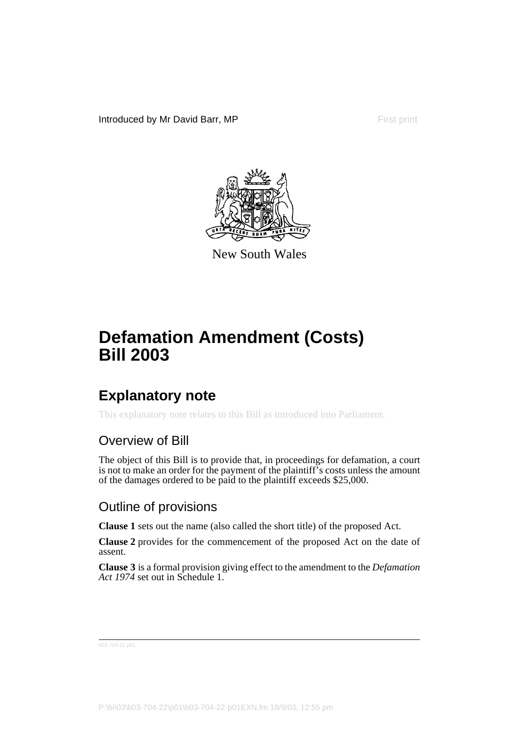Introduced by Mr David Barr, MP

First print

New South Wales

# Defamation Amendment (Costs) Bill 2003

## Explanatory note

This explanatory note relates to this Bill as introduced into Parliament.

### Overview of Bill

The object of this Bill is to provide that, in proceedings for defamation, a court is not to make an order for the payment of the plaintiff's costs unless the amount of the damages ordered to be paid to the plaintiff exceeds $25,000.

### Outline of provisions

**Clause 1** sets out the name (also called the short title) of the proposed Act.

**Clause 2** provides for the commencement of the proposed Act on the date of assent.

**Clause 3** is a formal provision giving effect to the amendment to the *Defamation Act 1974* set out in Schedule 1.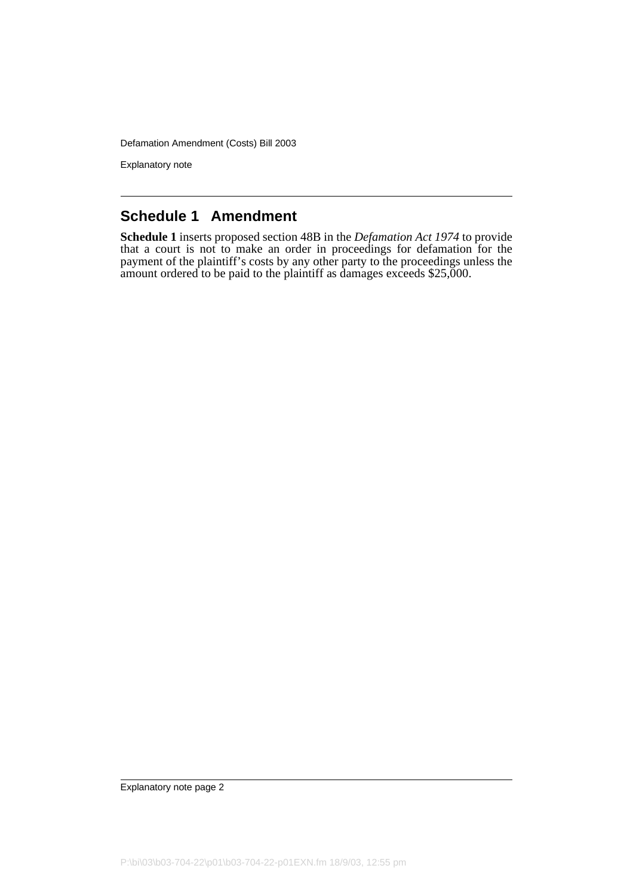## Schedule 1 Amendment

**Schedule 1** inserts proposed section 48B in the *Defamation Act 1974* to provide that a court is not to make an order in proceedings for defamation for the payment of the plaintiff's costs by any other party to the proceedings unless the amount ordered to be paid to the plaintiff as damages exceeds $25,000.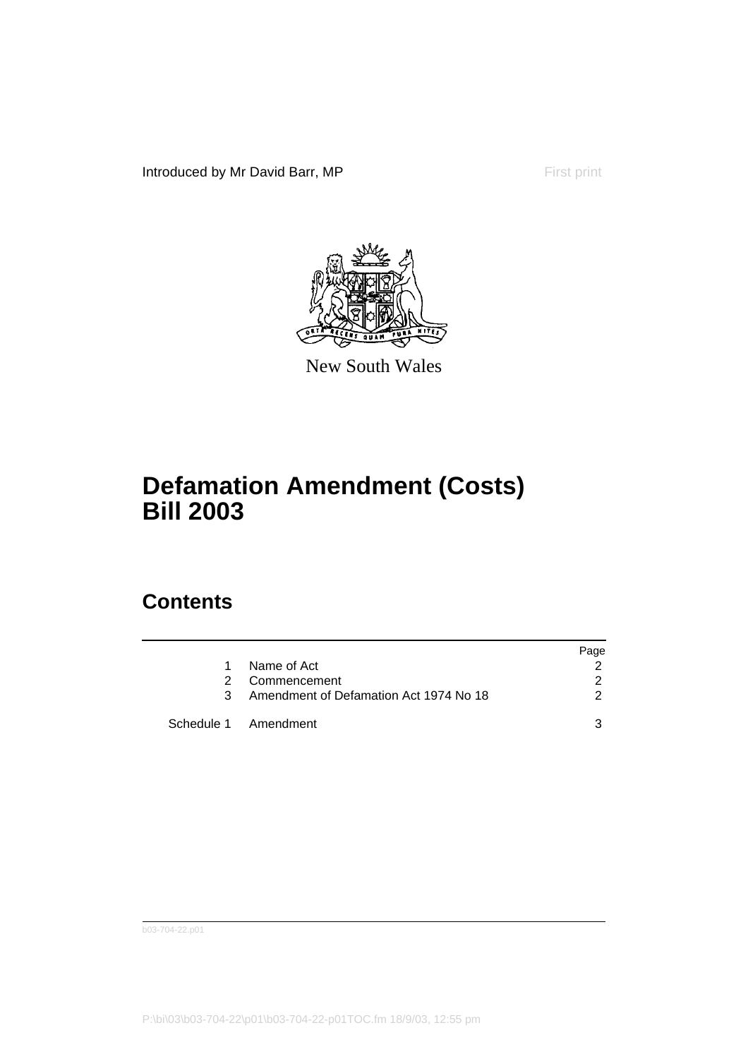Introduced by Mr David Barr, MP First print

New South Wales

# Defamation Amendment (Costs) Bill 2003

## Contents

| | | Page |
|---|---|---|
| 1 | Name of Act | 2 |
| 2 | Commencement | 2 |
| 3 | Amendment of Defamation Act 1974 No 18 | 2 |
| Schedule 1 | Amendment | 3 |

b03-704-22.p01

P:\bi\03\b03-704-22\p01\b03-704-22-p01TOC.fm 18/9/03, 12:55 pm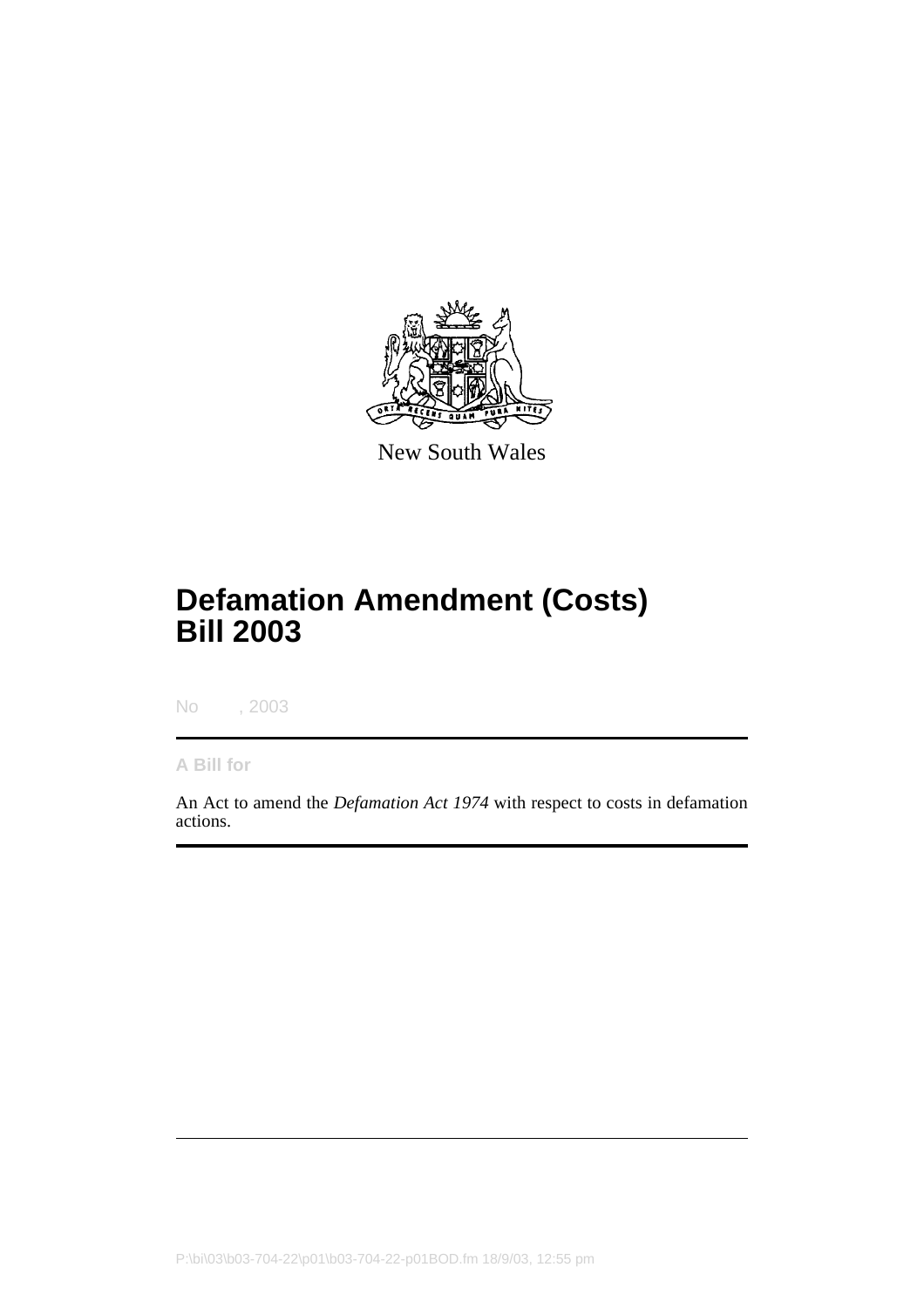New South Wales

# Defamation Amendment (Costs) Bill 2003

No , 2003

**A Bill for**

An Act to amend the *Defamation Act 1974* with respect to costs in defamation actions.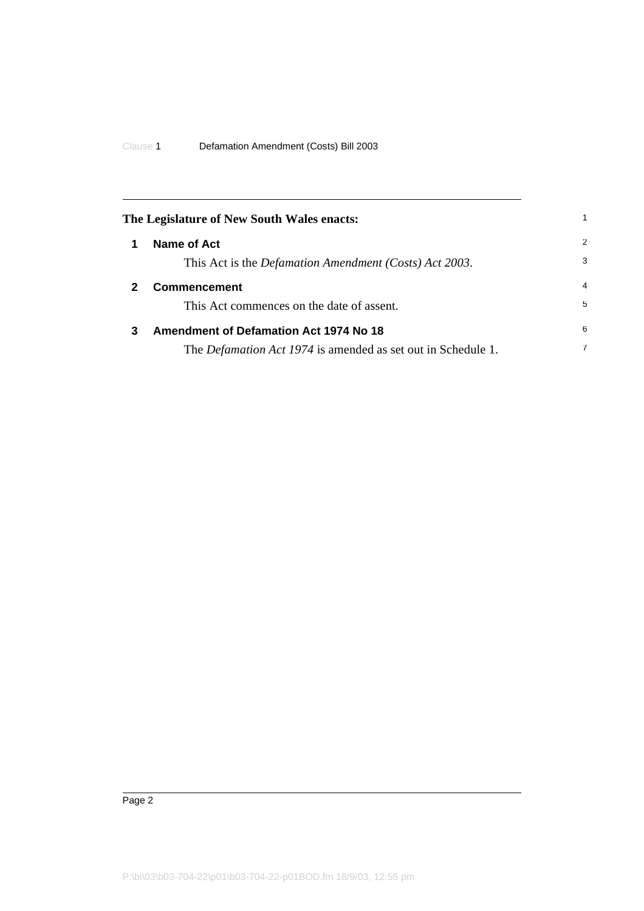**The Legislature of New South Wales enacts:**

## 1 Name of Act

This Act is the *Defamation Amendment (Costs) Act 2003*.

## 2 Commencement

This Act commences on the date of assent.

## 3 Amendment of Defamation Act 1974 No 18

The *Defamation Act 1974* is amended as set out in Schedule 1.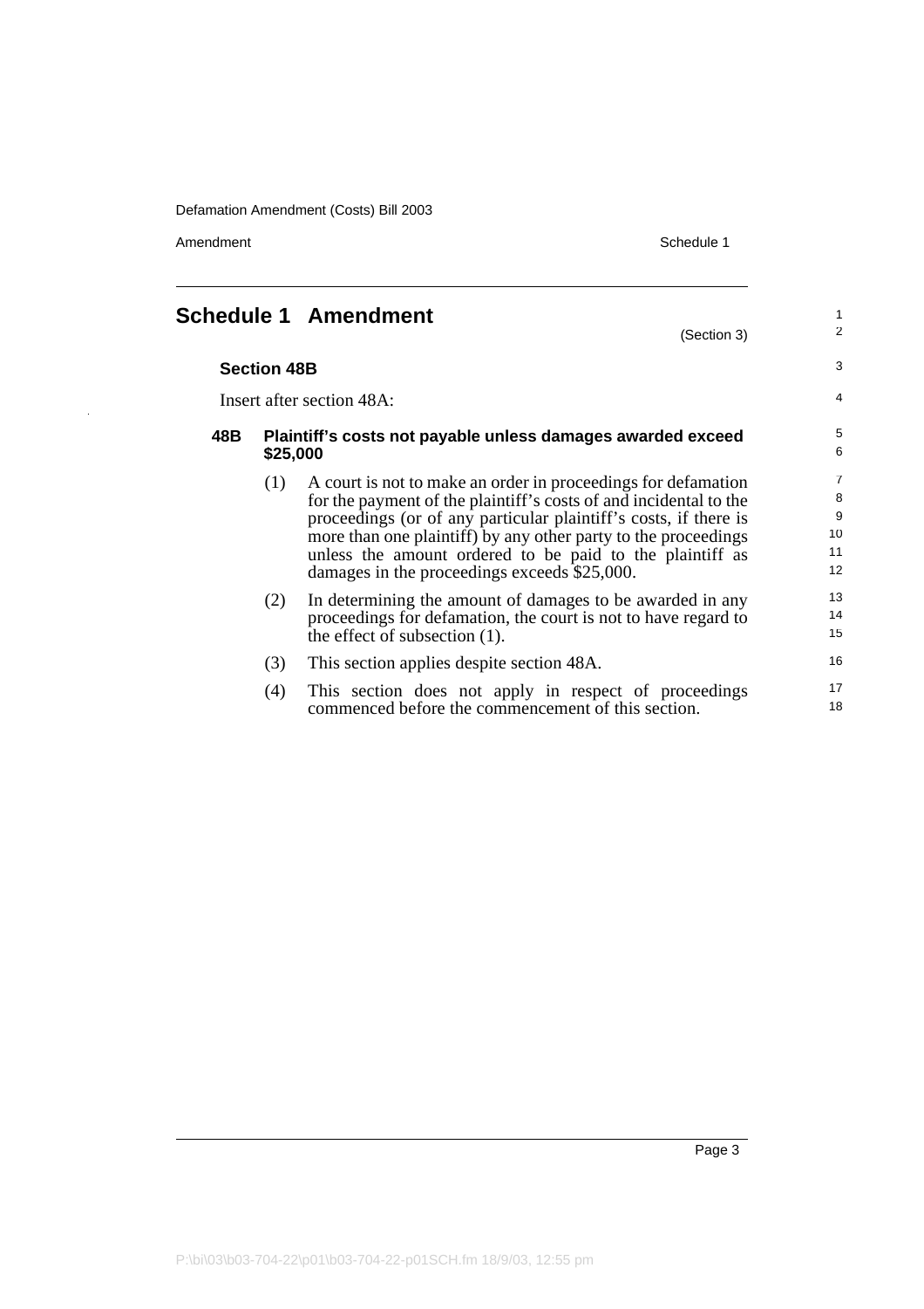# Schedule 1 Amendment

(Section 3)

### Section 48B

Insert after section 48A:

**48B Plaintiff's costs not payable unless damages awarded exceed $25,000**

(1) A court is not to make an order in proceedings for defamation for the payment of the plaintiff's costs of and incidental to the proceedings (or of any particular plaintiff's costs, if there is more than one plaintiff) by any other party to the proceedings unless the amount ordered to be paid to the plaintiff as damages in the proceedings exceeds $25,000.

(2) In determining the amount of damages to be awarded in any proceedings for defamation, the court is not to have regard to the effect of subsection (1).

(3) This section applies despite section 48A.

(4) This section does not apply in respect of proceedings commenced before the commencement of this section.